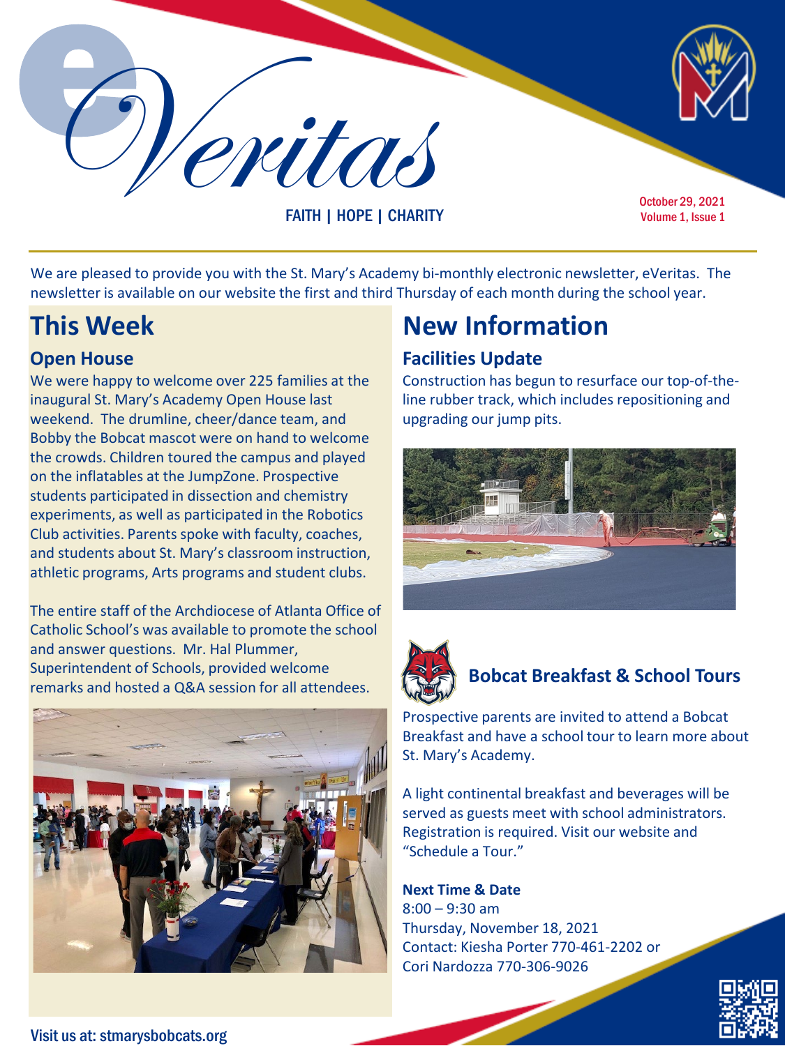# eVeritas

FAITH | HOPE | CHARITY

October 29, 2021
Volume 1, Issue 1

We are pleased to provide you with the St. Mary's Academy bi-monthly electronic newsletter, eVeritas. The newsletter is available on our website the first and third Thursday of each month during the school year.

## This Week

### Open House

We were happy to welcome over 225 families at the inaugural St. Mary's Academy Open House last weekend. The drumline, cheer/dance team, and Bobby the Bobcat mascot were on hand to welcome the crowds. Children toured the campus and played on the inflatables at the JumpZone. Prospective students participated in dissection and chemistry experiments, as well as participated in the Robotics Club activities. Parents spoke with faculty, coaches, and students about St. Mary's classroom instruction, athletic programs, Arts programs and student clubs.

The entire staff of the Archdiocese of Atlanta Office of Catholic School's was available to promote the school and answer questions. Mr. Hal Plummer, Superintendent of Schools, provided welcome remarks and hosted a Q&A session for all attendees.

## New Information

### Facilities Update

Construction has begun to resurface our top-of-the-line rubber track, which includes repositioning and upgrading our jump pits.

### Bobcat Breakfast & School Tours

Prospective parents are invited to attend a Bobcat Breakfast and have a school tour to learn more about St. Mary's Academy.

A light continental breakfast and beverages will be served as guests meet with school administrators. Registration is required. Visit our website and "Schedule a Tour."

**Next Time & Date**
8:00 – 9:30 am
Thursday, November 18, 2021
Contact: Kiesha Porter 770-461-2202 or
Cori Nardozza 770-306-9026

Visit us at: stmarysbobcats.org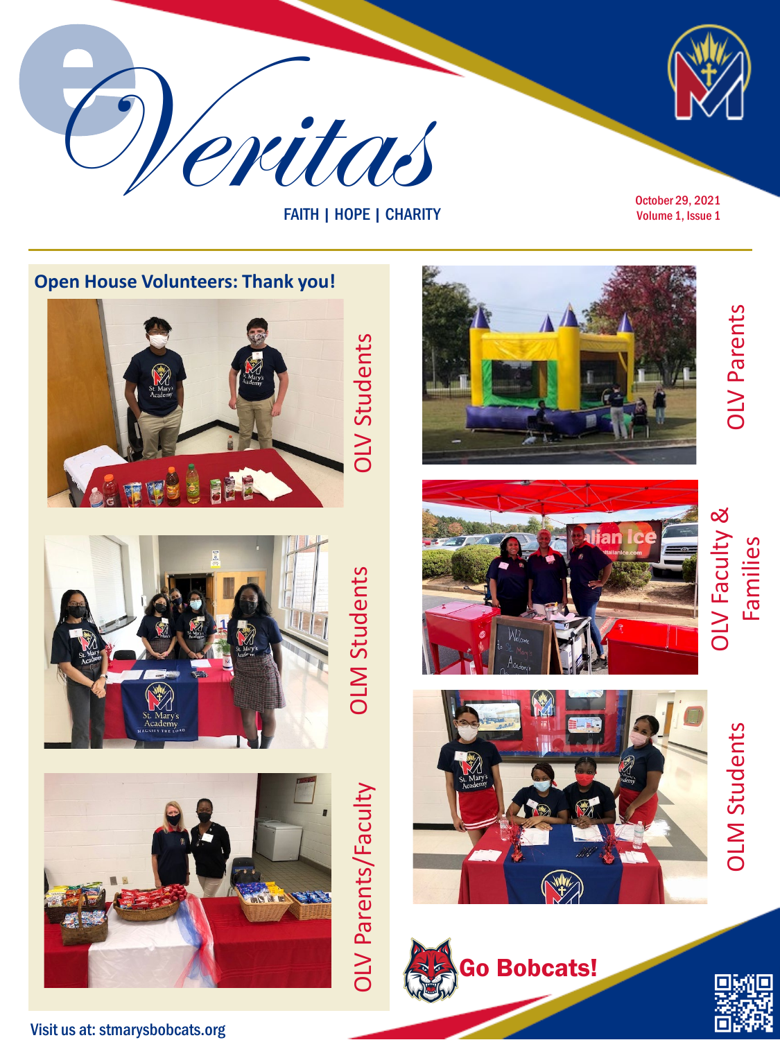# eVeritas

FAITH | HOPE | CHARITY

October 29, 2021
Volume 1, Issue 1

## Open House Volunteers: Thank you!

OLV Students

OLM Students

OLV Parents/Faculty

OLV Parents

OLV Faculty & Families

OLM Students

Go Bobcats!

Visit us at: stmarysbobcats.org